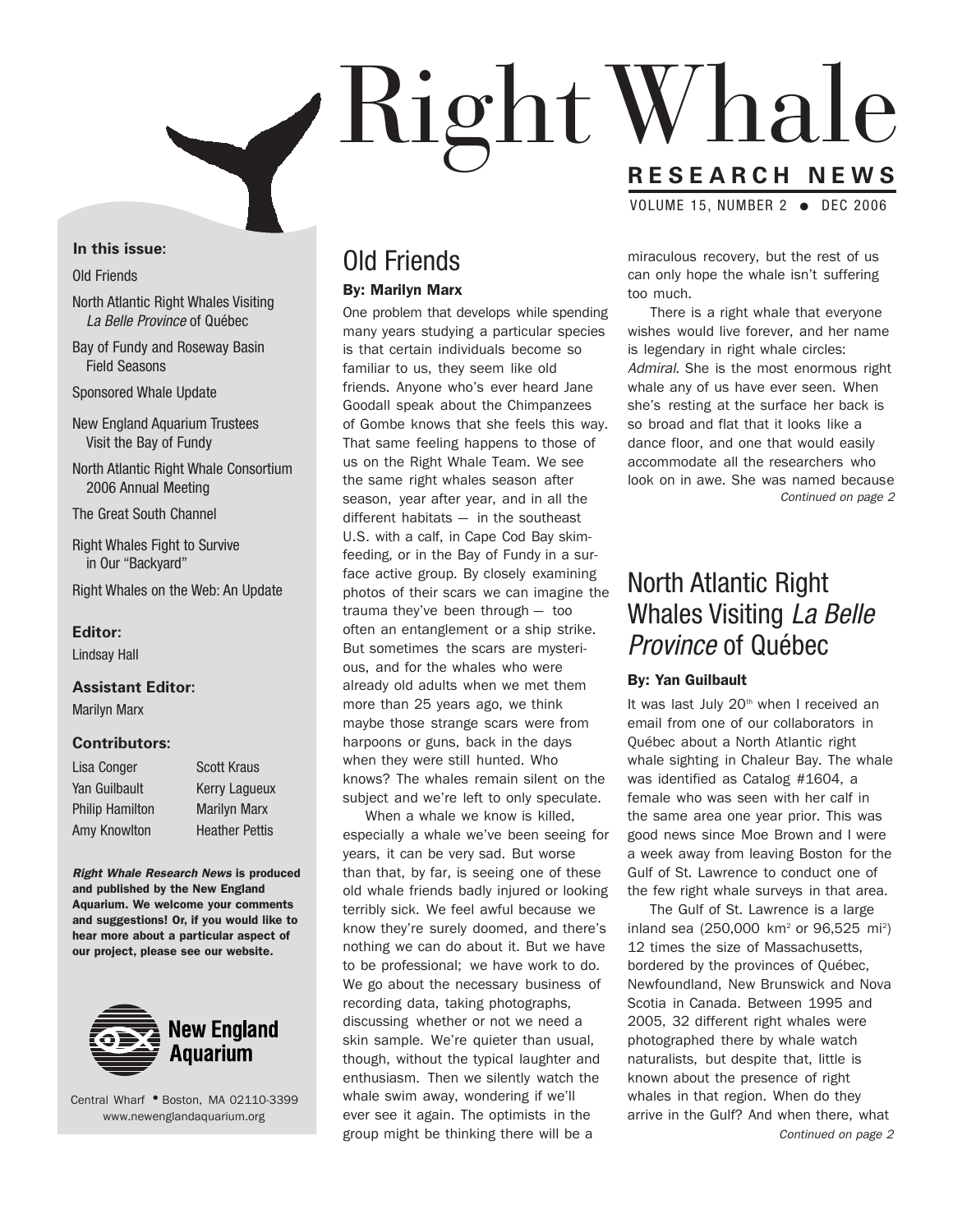# Right Whale

## RESEARCH NEWS

VOLUME 15, NUMBER 2 • DEC 2006

**In this issue:**

- Old Friends
- North Atlantic Right Whales Visiting *La Belle Province* of Québec
- Bay of Fundy and Roseway Basin Field Seasons
- Sponsored Whale Update
- New England Aquarium Trustees Visit the Bay of Fundy
- North Atlantic Right Whale Consortium 2006 Annual Meeting
- The Great South Channel
- Right Whales Fight to Survive in Our "Backyard"
- Right Whales on the Web: An Update

**Editor:**
Lindsay Hall

**Assistant Editor:**
Marilyn Marx

**Contributors:**

Lisa Conger, Yan Guilbault, Philip Hamilton, Amy Knowlton, Scott Kraus, Kerry Lagueux, Marilyn Marx, Heather Pettis

***Right Whale Research News* is produced and published by the New England Aquarium. We welcome your comments and suggestions! Or, if you would like to hear more about a particular aspect of our project, please see our website.**

New England Aquarium

Central Wharf • Boston, MA 02110-3399
www.newenglandaquarium.org

## Old Friends

**By: Marilyn Marx**

One problem that develops while spending many years studying a particular species is that certain individuals become so familiar to us, they seem like old friends. Anyone who's ever heard Jane Goodall speak about the Chimpanzees of Gombe knows that she feels this way. That same feeling happens to those of us on the Right Whale Team. We see the same right whales season after season, year after year, and in all the different habitats — in the southeast U.S. with a calf, in Cape Cod Bay skim-feeding, or in the Bay of Fundy in a surface active group. By closely examining photos of their scars we can imagine the trauma they've been through — too often an entanglement or a ship strike. But sometimes the scars are mysterious, and for the whales who were already old adults when we met them more than 25 years ago, we think maybe those strange scars were from harpoons or guns, back in the days when they were still hunted. Who knows? The whales remain silent on the subject and we're left to only speculate.

When a whale we know is killed, especially a whale we've been seeing for years, it can be very sad. But worse than that, by far, is seeing one of these old whale friends badly injured or looking terribly sick. We feel awful because we know they're surely doomed, and there's nothing we can do about it. But we have to be professional; we have work to do. We go about the necessary business of recording data, taking photographs, discussing whether or not we need a skin sample. We're quieter than usual, though, without the typical laughter and enthusiasm. Then we silently watch the whale swim away, wondering if we'll ever see it again. The optimists in the group might be thinking there will be a miraculous recovery, but the rest of us can only hope the whale isn't suffering too much.

There is a right whale that everyone wishes would live forever, and her name is legendary in right whale circles: *Admiral*. She is the most enormous right whale any of us have ever seen. When she's resting at the surface her back is so broad and flat that it looks like a dance floor, and one that would easily accommodate all the researchers who look on in awe. She was named because

*Continued on page 2*

## North Atlantic Right Whales Visiting *La Belle Province* of Québec

**By: Yan Guilbault**

It was last July 20th when I received an email from one of our collaborators in Québec about a North Atlantic right whale sighting in Chaleur Bay. The whale was identified as Catalog #1604, a female who was seen with her calf in the same area one year prior. This was good news since Moe Brown and I were a week away from leaving Boston for the Gulf of St. Lawrence to conduct one of the few right whale surveys in that area.

The Gulf of St. Lawrence is a large inland sea (250,000 km$^2$ or 96,525 mi$^2$) 12 times the size of Massachusetts, bordered by the provinces of Québec, Newfoundland, New Brunswick and Nova Scotia in Canada. Between 1995 and 2005, 32 different right whales were photographed there by whale watch naturalists, but despite that, little is known about the presence of right whales in that region. When do they arrive in the Gulf? And when there, what

*Continued on page 2*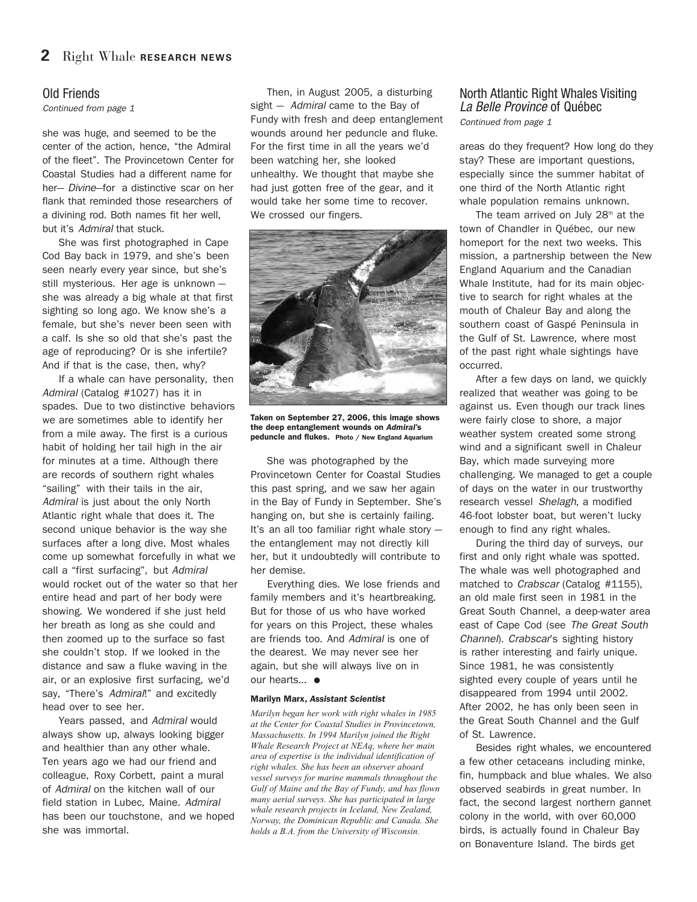## Old Friends

*Continued from page 1*

she was huge, and seemed to be the center of the action, hence, "the Admiral of the fleet". The Provincetown Center for Coastal Studies had a different name for her— *Divine*—for a distinctive scar on her flank that reminded those researchers of a divining rod. Both names fit her well, but it's *Admiral* that stuck.

She was first photographed in Cape Cod Bay back in 1979, and she's been seen nearly every year since, but she's still mysterious. Her age is unknown — she was already a big whale at that first sighting so long ago. We know she's a female, but she's never been seen with a calf. Is she so old that she's past the age of reproducing? Or is she infertile? And if that is the case, then, why?

If a whale can have personality, then *Admiral* (Catalog #1027) has it in spades. Due to two distinctive behaviors we are sometimes able to identify her from a mile away. The first is a curious habit of holding her tail high in the air for minutes at a time. Although there are records of southern right whales "sailing" with their tails in the air, *Admiral* is just about the only North Atlantic right whale that does it. The second unique behavior is the way she surfaces after a long dive. Most whales come up somewhat forcefully in what we call a "first surfacing", but *Admiral* would rocket out of the water so that her entire head and part of her body were showing. We wondered if she just held her breath as long as she could and then zoomed up to the surface so fast she couldn't stop. If we looked in the distance and saw a fluke waving in the air, or an explosive first surfacing, we'd say, "There's *Admiral*!" and excitedly head over to see her.

Years passed, and *Admiral* would always show up, always looking bigger and healthier than any other whale. Ten years ago we had our friend and colleague, Roxy Corbett, paint a mural of *Admiral* on the kitchen wall of our field station in Lubec, Maine. *Admiral* has been our touchstone, and we hoped she was immortal.

Then, in August 2005, a disturbing sight — *Admiral* came to the Bay of Fundy with fresh and deep entanglement wounds around her peduncle and fluke. For the first time in all the years we'd been watching her, she looked unhealthy. We thought that maybe she had just gotten free of the gear, and it would take her some time to recover. We crossed our fingers.

**Taken on September 27, 2006, this image shows the deep entanglement wounds on *Admiral*'s peduncle and flukes.** Photo / New England Aquarium

She was photographed by the Provincetown Center for Coastal Studies this past spring, and we saw her again in the Bay of Fundy in September. She's hanging on, but she is certainly failing. It's an all too familiar right whale story — the entanglement may not directly kill her, but it undoubtedly will contribute to her demise.

Everything dies. We lose friends and family members and it's heartbreaking. But for those of us who have worked for years on this Project, these whales are friends too. And *Admiral* is one of the dearest. We may never see her again, but she will always live on in our hearts... ●

**Marilyn Marx, *Assistant Scientist***

*Marilyn began her work with right whales in 1985 at the Center for Coastal Studies in Provincetown, Massachusetts. In 1994 Marilyn joined the Right Whale Research Project at NEAq, where her main area of expertise is the individual identification of right whales. She has been an observer aboard vessel surveys for marine mammals throughout the Gulf of Maine and the Bay of Fundy, and has flown many aerial surveys. She has participated in large whale research projects in Iceland, New Zealand, Norway, the Dominican Republic and Canada. She holds a B.A. from the University of Wisconsin.*

## North Atlantic Right Whales Visiting *La Belle Province* of Québec

*Continued from page 1*

areas do they frequent? How long do they stay? These are important questions, especially since the summer habitat of one third of the North Atlantic right whale population remains unknown.

The team arrived on July 28th at the town of Chandler in Québec, our new homeport for the next two weeks. This mission, a partnership between the New England Aquarium and the Canadian Whale Institute, had for its main objective to search for right whales at the mouth of Chaleur Bay and along the southern coast of Gaspé Peninsula in the Gulf of St. Lawrence, where most of the past right whale sightings have occurred.

After a few days on land, we quickly realized that weather was going to be against us. Even though our track lines were fairly close to shore, a major weather system created some strong wind and a significant swell in Chaleur Bay, which made surveying more challenging. We managed to get a couple of days on the water in our trustworthy research vessel *Shelagh*, a modified 46-foot lobster boat, but weren't lucky enough to find any right whales.

During the third day of surveys, our first and only right whale was spotted. The whale was well photographed and matched to *Crabscar* (Catalog #1155), an old male first seen in 1981 in the Great South Channel, a deep-water area east of Cape Cod (see *The Great South Channel*). *Crabscar*'s sighting history is rather interesting and fairly unique. Since 1981, he was consistently sighted every couple of years until he disappeared from 1994 until 2002. After 2002, he has only been seen in the Great South Channel and the Gulf of St. Lawrence.

Besides right whales, we encountered a few other cetaceans including minke, fin, humpback and blue whales. We also observed seabirds in great number. In fact, the second largest northern gannet colony in the world, with over 60,000 birds, is actually found in Chaleur Bay on Bonaventure Island. The birds get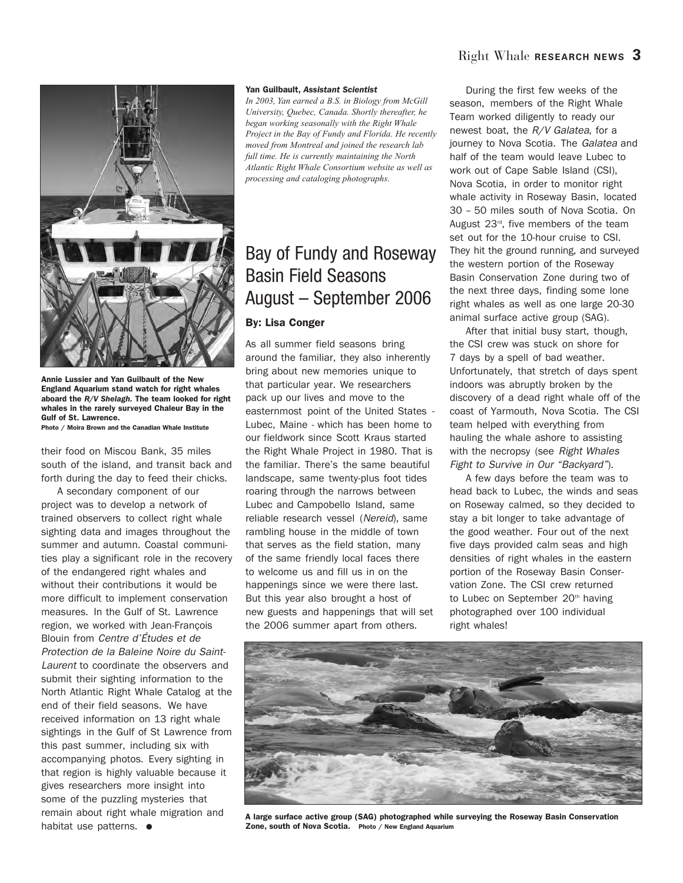Annie Lussier and Yan Guilbault of the New England Aquarium stand watch for right whales aboard the *R/V Shelagh.* The team looked for right whales in the rarely surveyed Chaleur Bay in the Gulf of St. Lawrence.
Photo / Moira Brown and the Canadian Whale Institute

their food on Miscou Bank, 35 miles south of the island, and transit back and forth during the day to feed their chicks.

A secondary component of our project was to develop a network of trained observers to collect right whale sighting data and images throughout the summer and autumn. Coastal communities play a significant role in the recovery of the endangered right whales and without their contributions it would be more difficult to implement conservation measures. In the Gulf of St. Lawrence region, we worked with Jean-François Blouin from *Centre d'Études et de Protection de la Baleine Noire du Saint-Laurent* to coordinate the observers and submit their sighting information to the North Atlantic Right Whale Catalog at the end of their field seasons. We have received information on 13 right whale sightings in the Gulf of St Lawrence from this past summer, including six with accompanying photos. Every sighting in that region is highly valuable because it gives researchers more insight into some of the puzzling mysteries that remain about right whale migration and habitat use patterns. ●

**Yan Guilbault, *Assistant Scientist***

*In 2003, Yan earned a B.S. in Biology from McGill University, Quebec, Canada. Shortly thereafter, he began working seasonally with the Right Whale Project in the Bay of Fundy and Florida. He recently moved from Montreal and joined the research lab full time. He is currently maintaining the North Atlantic Right Whale Consortium website as well as processing and cataloging photographs.*

# Bay of Fundy and Roseway Basin Field Seasons August – September 2006

**By: Lisa Conger**

As all summer field seasons bring around the familiar, they also inherently bring about new memories unique to that particular year. We researchers pack up our lives and move to the easternmost point of the United States - Lubec, Maine - which has been home to our fieldwork since Scott Kraus started the Right Whale Project in 1980. That is the familiar. There's the same beautiful landscape, same twenty-plus foot tides roaring through the narrows between Lubec and Campobello Island, same reliable research vessel (*Nereid*), same rambling house in the middle of town that serves as the field station, many of the same friendly local faces there to welcome us and fill us in on the happenings since we were there last. But this year also brought a host of new guests and happenings that will set the 2006 summer apart from others.

During the first few weeks of the season, members of the Right Whale Team worked diligently to ready our newest boat, the *R/V Galatea*, for a journey to Nova Scotia. The *Galatea* and half of the team would leave Lubec to work out of Cape Sable Island (CSI), Nova Scotia, in order to monitor right whale activity in Roseway Basin, located 30 – 50 miles south of Nova Scotia. On August 23rd, five members of the team set out for the 10-hour cruise to CSI. They hit the ground running, and surveyed the western portion of the Roseway Basin Conservation Zone during two of the next three days, finding some lone right whales as well as one large 20-30 animal surface active group (SAG).

After that initial busy start, though, the CSI crew was stuck on shore for 7 days by a spell of bad weather. Unfortunately, that stretch of days spent indoors was abruptly broken by the discovery of a dead right whale off of the coast of Yarmouth, Nova Scotia. The CSI team helped with everything from hauling the whale ashore to assisting with the necropsy (see *Right Whales Fight to Survive in Our "Backyard"*).

A few days before the team was to head back to Lubec, the winds and seas on Roseway calmed, so they decided to stay a bit longer to take advantage of the good weather. Four out of the next five days provided calm seas and high densities of right whales in the eastern portion of the Roseway Basin Conservation Zone. The CSI crew returned to Lubec on September 20th having photographed over 100 individual right whales!

A large surface active group (SAG) photographed while surveying the Roseway Basin Conservation Zone, south of Nova Scotia. Photo / New England Aquarium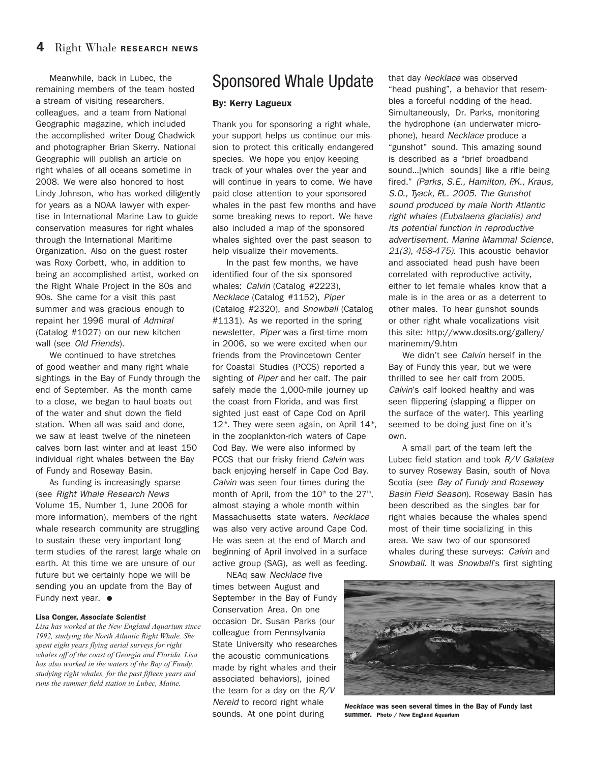Meanwhile, back in Lubec, the remaining members of the team hosted a stream of visiting researchers, colleagues, and a team from National Geographic magazine, which included the accomplished writer Doug Chadwick and photographer Brian Skerry. National Geographic will publish an article on right whales of all oceans sometime in 2008. We were also honored to host Lindy Johnson, who has worked diligently for years as a NOAA lawyer with expertise in International Marine Law to guide conservation measures for right whales through the International Maritime Organization. Also on the guest roster was Roxy Corbett, who, in addition to being an accomplished artist, worked on the Right Whale Project in the 80s and 90s. She came for a visit this past summer and was gracious enough to repaint her 1996 mural of *Admiral* (Catalog #1027) on our new kitchen wall (see *Old Friends*).

We continued to have stretches of good weather and many right whale sightings in the Bay of Fundy through the end of September. As the month came to a close, we began to haul boats out of the water and shut down the field station. When all was said and done, we saw at least twelve of the nineteen calves born last winter and at least 150 individual right whales between the Bay of Fundy and Roseway Basin.

As funding is increasingly sparse (see *Right Whale Research News* Volume 15, Number 1, June 2006 for more information), members of the right whale research community are struggling to sustain these very important long-term studies of the rarest large whale on earth. At this time we are unsure of our future but we certainly hope we will be sending you an update from the Bay of Fundy next year. ●

**Lisa Conger, *Associate Scientist***

*Lisa has worked at the New England Aquarium since 1992, studying the North Atlantic Right Whale. She spent eight years flying aerial surveys for right whales off of the coast of Georgia and Florida. Lisa has also worked in the waters of the Bay of Fundy, studying right whales, for the past fifteen years and runs the summer field station in Lubec, Maine.*

# Sponsored Whale Update

**By: Kerry Lagueux**

Thank you for sponsoring a right whale, your support helps us continue our mission to protect this critically endangered species. We hope you enjoy keeping track of your whales over the year and will continue in years to come. We have paid close attention to your sponsored whales in the past few months and have some breaking news to report. We have also included a map of the sponsored whales sighted over the past season to help visualize their movements.

In the past few months, we have identified four of the six sponsored whales: *Calvin* (Catalog #2223), *Necklace* (Catalog #1152), *Piper* (Catalog #2320), and *Snowball* (Catalog #1131). As we reported in the spring newsletter, *Piper* was a first-time mom in 2006, so we were excited when our friends from the Provincetown Center for Coastal Studies (PCCS) reported a sighting of *Piper* and her calf. The pair safely made the 1,000-mile journey up the coast from Florida, and was first sighted just east of Cape Cod on April 12th. They were seen again, on April 14th, in the zooplankton-rich waters of Cape Cod Bay. We were also informed by PCCS that our frisky friend *Calvin* was back enjoying herself in Cape Cod Bay. *Calvin* was seen four times during the month of April, from the 10th to the 27th, almost staying a whole month within Massachusetts state waters. *Necklace* was also very active around Cape Cod. He was seen at the end of March and beginning of April involved in a surface active group (SAG), as well as feeding.

NEAq saw *Necklace* five times between August and September in the Bay of Fundy Conservation Area. On one occasion Dr. Susan Parks (our colleague from Pennsylvania State University who researches the acoustic communications made by right whales and their associated behaviors), joined the team for a day on the *R/V Nereid* to record right whale sounds. At one point during that day *Necklace* was observed "head pushing", a behavior that resembles a forceful nodding of the head. Simultaneously, Dr. Parks, monitoring the hydrophone (an underwater microphone), heard *Necklace* produce a "gunshot" sound. This amazing sound is described as a "brief broadband sound…[which sounds] like a rifle being fired." *(Parks, S.E., Hamilton, P.K., Kraus, S.D., Tyack, P.L. 2005. The Gunshot sound produced by male North Atlantic right whales (Eubalaena glacialis) and its potential function in reproductive advertisement. Marine Mammal Science, 21(3), 458-475)*. This acoustic behavior and associated head push have been correlated with reproductive activity, either to let female whales know that a male is in the area or as a deterrent to other males. To hear gunshot sounds or other right whale vocalizations visit this site: http://www.dosits.org/gallery/marinemm/9.htm

We didn't see *Calvin* herself in the Bay of Fundy this year, but we were thrilled to see her calf from 2005. *Calvin*'s calf looked healthy and was seen flippering (slapping a flipper on the surface of the water). This yearling seemed to be doing just fine on it's own.

A small part of the team left the Lubec field station and took *R/V Galatea* to survey Roseway Basin, south of Nova Scotia (see *Bay of Fundy and Roseway Basin Field Season*). Roseway Basin has been described as the singles bar for right whales because the whales spend most of their time socializing in this area. We saw two of our sponsored whales during these surveys: *Calvin* and *Snowball*. It was *Snowball*'s first sighting

***Necklace* was seen several times in the Bay of Fundy last summer.** Photo / New England Aquarium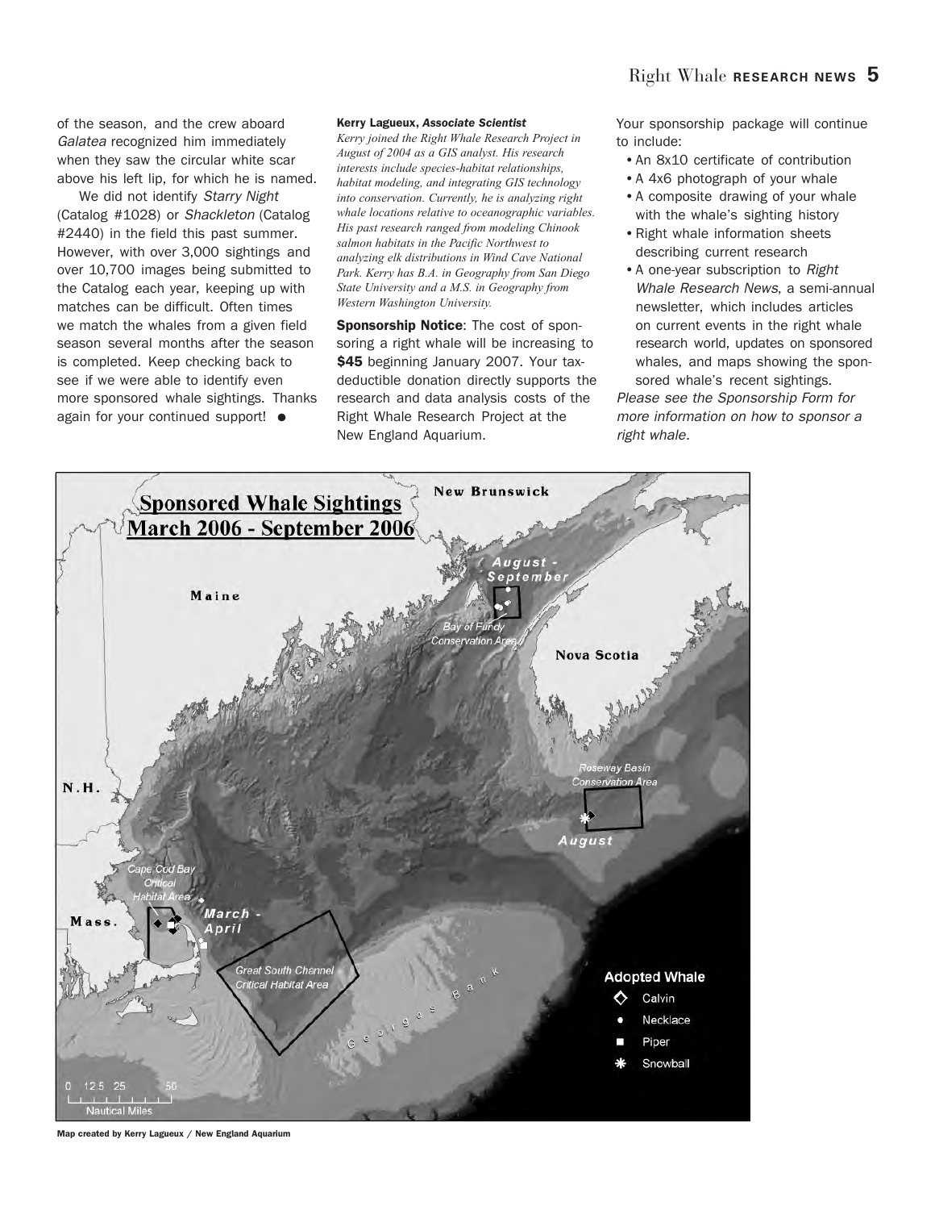of the season, and the crew aboard *Galatea* recognized him immediately when they saw the circular white scar above his left lip, for which he is named.

We did not identify *Starry Night* (Catalog #1028) or *Shackleton* (Catalog #2440) in the field this past summer. However, with over 3,000 sightings and over 10,700 images being submitted to the Catalog each year, keeping up with matches can be difficult. Often times we match the whales from a given field season several months after the season is completed. Keep checking back to see if we were able to identify even more sponsored whale sightings. Thanks again for your continued support! ●

**Kerry Lagueux, *Associate Scientist***

*Kerry joined the Right Whale Research Project in August of 2004 as a GIS analyst. His research interests include species-habitat relationships, habitat modeling, and integrating GIS technology into conservation. Currently, he is analyzing right whale locations relative to oceanographic variables. His past research ranged from modeling Chinook salmon habitats in the Pacific Northwest to analyzing elk distributions in Wind Cave National Park. Kerry has B.A. in Geography from San Diego State University and a M.S. in Geography from Western Washington University.*

**Sponsorship Notice**: The cost of sponsoring a right whale will be increasing to **$45** beginning January 2007. Your tax-deductible donation directly supports the research and data analysis costs of the Right Whale Research Project at the New England Aquarium.

Your sponsorship package will continue to include:

- An 8x10 certificate of contribution
- A 4x6 photograph of your whale
- A composite drawing of your whale with the whale's sighting history
- Right whale information sheets describing current research
- A one-year subscription to *Right Whale Research News*, a semi-annual newsletter, which includes articles on current events in the right whale research world, updates on sponsored whales, and maps showing the sponsored whale's recent sightings.

*Please see the Sponsorship Form for more information on how to sponsor a right whale.*

**Sponsored Whale Sightings March 2006 - September 2006**

Map created by Kerry Lagueux / New England Aquarium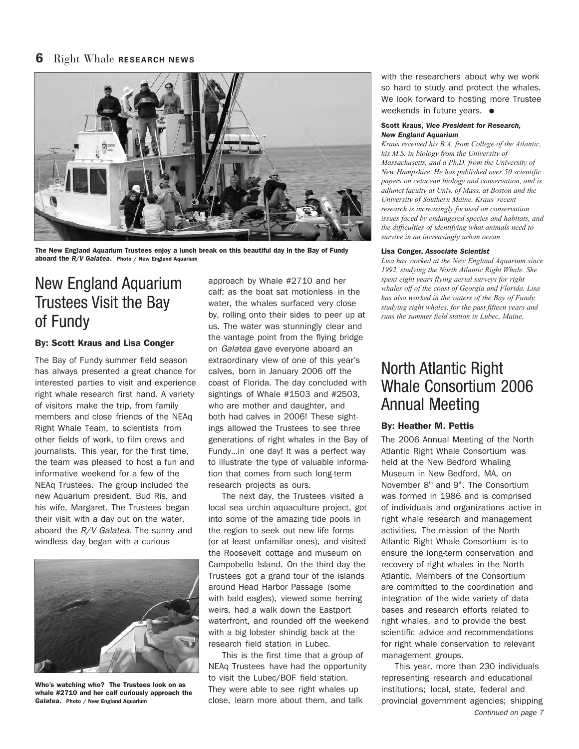The New England Aquarium Trustees enjoy a lunch break on this beautiful day in the Bay of Fundy aboard the *R/V Galatea*. Photo / New England Aquarium

## New England Aquarium Trustees Visit the Bay of Fundy

**By: Scott Kraus and Lisa Conger**

The Bay of Fundy summer field season has always presented a great chance for interested parties to visit and experience right whale research first hand. A variety of visitors make the trip, from family members and close friends of the NEAq Right Whale Team, to scientists from other fields of work, to film crews and journalists. This year, for the first time, the team was pleased to host a fun and informative weekend for a few of the NEAq Trustees. The group included the new Aquarium president, Bud Ris, and his wife, Margaret. The Trustees began their visit with a day out on the water, aboard the *R/V Galatea*. The sunny and windless day began with a curious approach by Whale #2710 and her calf; as the boat sat motionless in the water, the whales surfaced very close by, rolling onto their sides to peer up at us. The water was stunningly clear and the vantage point from the flying bridge on *Galatea* gave everyone aboard an extraordinary view of one of this year's calves, born in January 2006 off the coast of Florida. The day concluded with sightings of Whale #1503 and #2503, who are mother and daughter, and both had calves in 2006! These sightings allowed the Trustees to see three generations of right whales in the Bay of Fundy...in one day! It was a perfect way to illustrate the type of valuable information that comes from such long-term research projects as ours.

Who's watching who? The Trustees look on as whale #2710 and her calf curiously approach the *Galatea*. Photo / New England Aquarium

The next day, the Trustees visited a local sea urchin aquaculture project, got into some of the amazing tide pools in the region to seek out new life forms (or at least unfamiliar ones), and visited the Roosevelt cottage and museum on Campobello Island. On the third day the Trustees got a grand tour of the islands around Head Harbor Passage (some with bald eagles), viewed some herring weirs, had a walk down the Eastport waterfront, and rounded off the weekend with a big lobster shindig back at the research field station in Lubec.

This is the first time that a group of NEAq Trustees have had the opportunity to visit the Lubec/BOF field station. They were able to see right whales up close, learn more about them, and talk with the researchers about why we work so hard to study and protect the whales. We look forward to hosting more Trustee weekends in future years. ●

**Scott Kraus, *Vice President for Research, New England Aquarium***
*Kraus received his B.A. from College of the Atlantic, his M.S. in biology from the University of Massachusetts, and a Ph.D. from the University of New Hampshire. He has published over 50 scientific papers on cetacean biology and conservation, and is adjunct faculty at Univ. of Mass. at Boston and the University of Southern Maine. Kraus' recent research is increasingly focused on conservation issues faced by endangered species and habitats, and the difficulties of identifying what animals need to survive in an increasingly urban ocean.*

**Lisa Conger, *Associate Scientist***
*Lisa has worked at the New England Aquarium since 1992, studying the North Atlantic Right Whale. She spent eight years flying aerial surveys for right whales off of the coast of Georgia and Florida. Lisa has also worked in the waters of the Bay of Fundy, studying right whales, for the past fifteen years and runs the summer field station in Lubec, Maine.*

## North Atlantic Right Whale Consortium 2006 Annual Meeting

**By: Heather M. Pettis**

The 2006 Annual Meeting of the North Atlantic Right Whale Consortium was held at the New Bedford Whaling Museum in New Bedford, MA, on November 8th and 9th. The Consortium was formed in 1986 and is comprised of individuals and organizations active in right whale research and management activities. The mission of the North Atlantic Right Whale Consortium is to ensure the long-term conservation and recovery of right whales in the North Atlantic. Members of the Consortium are committed to the coordination and integration of the wide variety of databases and research efforts related to right whales, and to provide the best scientific advice and recommendations for right whale conservation to relevant management groups.

This year, more than 230 individuals representing research and educational institutions; local, state, federal and provincial government agencies; shipping

*Continued on page 7*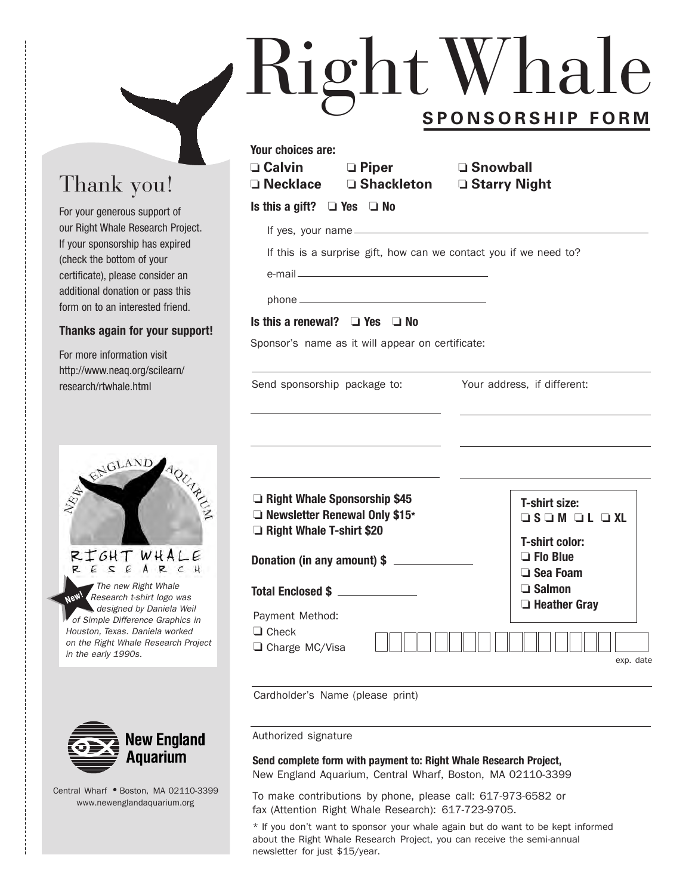# Right Whale

## SPONSORSHIP FORM

## Thank you!

For your generous support of our Right Whale Research Project. If your sponsorship has expired (check the bottom of your certificate), please consider an additional donation or pass this form on to an interested friend.

**Thanks again for your support!**

For more information visit http://www.neaq.org/scilearn/research/rtwhale.html

NEW ENGLAND AQUARIUM

RIGHT WHALE RESEARCH

**New!** *The new Right Whale Research t-shirt logo was designed by Daniela Weil of Simple Difference Graphics in Houston, Texas. Daniela worked on the Right Whale Research Project in the early 1990s.*

**New England Aquarium**

Central Wharf • Boston, MA 02110-3399
www.newenglandaquarium.org

---

**Your choices are:**

- ❑ **Calvin**
- ❑ **Piper**
- ❑ **Snowball**
- ❑ **Necklace**
- ❑ **Shackleton**
- ❑ **Starry Night**

**Is this a gift?** ❑ **Yes** ❑ **No**

If yes, your name ____________________

If this is a surprise gift, how can we contact you if we need to?

e-mail ____________________

phone ____________________

**Is this a renewal?** ❑ **Yes** ❑ **No**

Sponsor's name as it will appear on certificate:

____________________

Send sponsorship package to: ____________________

Your address, if different: ____________________

- ❑ **Right Whale Sponsorship $45**
- ❑ **Newsletter Renewal Only $15***
- ❑ **Right Whale T-shirt $20**

**T-shirt size:**
❑ **S** ❑ **M** ❑ **L** ❑ **XL**

**T-shirt color:**
- ❑ **Flo Blue**
- ❑ **Sea Foam**
- ❑ **Salmon**
- ❑ **Heather Gray**

**Donation (in any amount) $** ____________

**Total Enclosed $** ____________

Payment Method:
- ❑ Check
- ❑ Charge MC/Visa

exp. date

Cardholder's Name (please print) ____________________

Authorized signature ____________________

**Send complete form with payment to: Right Whale Research Project,**
New England Aquarium, Central Wharf, Boston, MA 02110-3399

To make contributions by phone, please call: 617-973-6582 or fax (Attention Right Whale Research): 617-723-9705.

* If you don't want to sponsor your whale again but do want to be kept informed about the Right Whale Research Project, you can receive the semi-annual newsletter for just $15/year.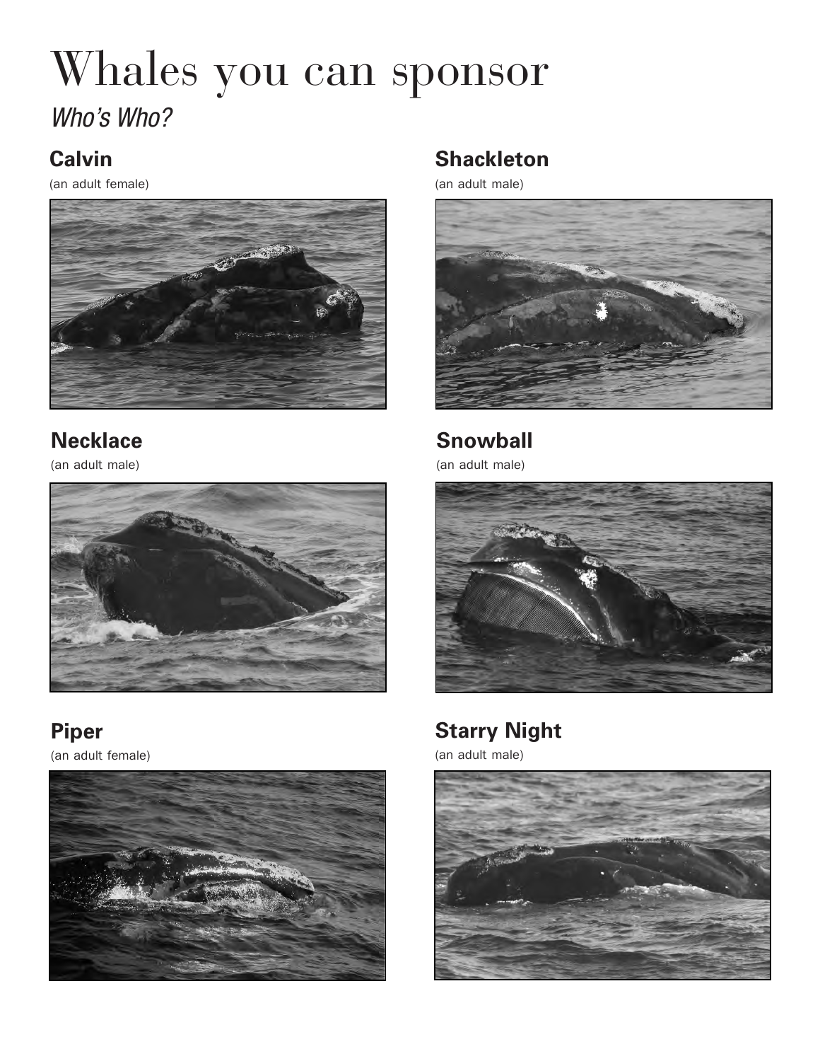# Whales you can sponsor

*Who's Who?*

### Calvin

(an adult female)

### Shackleton

(an adult male)

### Necklace

(an adult male)

### Snowball

(an adult male)

### Piper

(an adult female)

### Starry Night

(an adult male)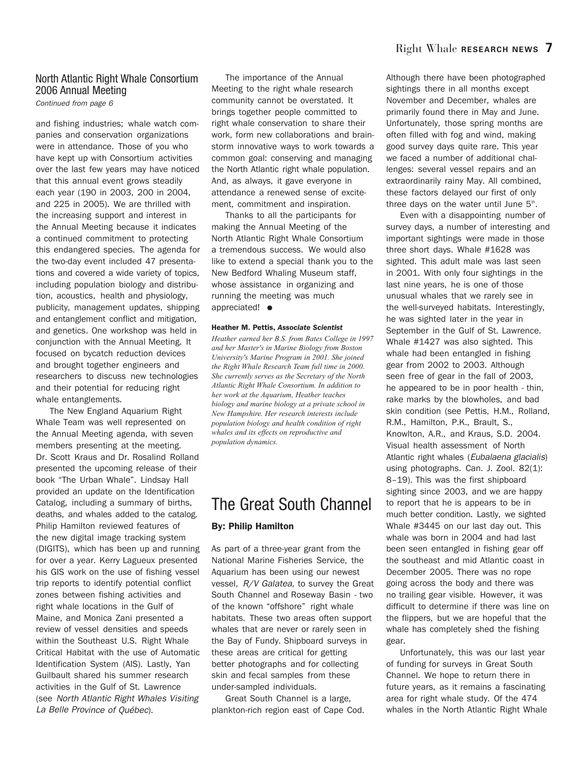## North Atlantic Right Whale Consortium 2006 Annual Meeting

*Continued from page 6*

and fishing industries; whale watch companies and conservation organizations were in attendance. Those of you who have kept up with Consortium activities over the last few years may have noticed that this annual event grows steadily each year (190 in 2003, 200 in 2004, and 225 in 2005). We are thrilled with the increasing support and interest in the Annual Meeting because it indicates a continued commitment to protecting this endangered species. The agenda for the two-day event included 47 presentations and covered a wide variety of topics, including population biology and distribution, acoustics, health and physiology, publicity, management updates, shipping and entanglement conflict and mitigation, and genetics. One workshop was held in conjunction with the Annual Meeting. It focused on bycatch reduction devices and brought together engineers and researchers to discuss new technologies and their potential for reducing right whale entanglements.

The New England Aquarium Right Whale Team was well represented on the Annual Meeting agenda, with seven members presenting at the meeting. Dr. Scott Kraus and Dr. Rosalind Rolland presented the upcoming release of their book "The Urban Whale". Lindsay Hall provided an update on the Identification Catalog, including a summary of births, deaths, and whales added to the catalog. Philip Hamilton reviewed features of the new digital image tracking system (DIGITS), which has been up and running for over a year. Kerry Lagueux presented his GIS work on the use of fishing vessel trip reports to identify potential conflict zones between fishing activities and right whale locations in the Gulf of Maine, and Monica Zani presented a review of vessel densities and speeds within the Southeast U.S. Right Whale Critical Habitat with the use of Automatic Identification System (AIS). Lastly, Yan Guilbault shared his summer research activities in the Gulf of St. Lawrence (see *North Atlantic Right Whales Visiting La Belle Province of Québec*).

The importance of the Annual Meeting to the right whale research community cannot be overstated. It brings together people committed to right whale conservation to share their work, form new collaborations and brainstorm innovative ways to work towards a common goal: conserving and managing the North Atlantic right whale population. And, as always, it gave everyone in attendance a renewed sense of excitement, commitment and inspiration.

Thanks to all the participants for making the Annual Meeting of the North Atlantic Right Whale Consortium a tremendous success. We would also like to extend a special thank you to the New Bedford Whaling Museum staff, whose assistance in organizing and running the meeting was much appreciated! ●

**Heather M. Pettis, *Associate Scientist***

*Heather earned her B.S. from Bates College in 1997 and her Master's in Marine Biology from Boston University's Marine Program in 2001. She joined the Right Whale Research Team full time in 2000. She currently serves as the Secretary of the North Atlantic Right Whale Consortium. In addition to her work at the Aquarium, Heather teaches biology and marine biology at a private school in New Hampshire. Her research interests include population biology and health condition of right whales and its effects on reproductive and population dynamics.*

## The Great South Channel

**By: Philip Hamilton**

As part of a three-year grant from the National Marine Fisheries Service, the Aquarium has been using our newest vessel, *R/V Galatea*, to survey the Great South Channel and Roseway Basin - two of the known "offshore" right whale habitats. These two areas often support whales that are never or rarely seen in the Bay of Fundy. Shipboard surveys in these areas are critical for getting better photographs and for collecting skin and fecal samples from these under-sampled individuals.

Great South Channel is a large, plankton-rich region east of Cape Cod. Although there have been photographed sightings there in all months except November and December, whales are primarily found there in May and June. Unfortunately, those spring months are often filled with fog and wind, making good survey days quite rare. This year we faced a number of additional challenges: several vessel repairs and an extraordinarily rainy May. All combined, these factors delayed our first of only three days on the water until June 5th.

Even with a disappointing number of survey days, a number of interesting and important sightings were made in those three short days. Whale #1628 was sighted. This adult male was last seen in 2001. With only four sightings in the last nine years, he is one of those unusual whales that we rarely see in the well-surveyed habitats. Interestingly, he was sighted later in the year in September in the Gulf of St. Lawrence. Whale #1427 was also sighted. This whale had been entangled in fishing gear from 2002 to 2003. Although seen free of gear in the fall of 2003, he appeared to be in poor health - thin, rake marks by the blowholes, and bad skin condition (see Pettis, H.M., Rolland, R.M., Hamilton, P.K., Brault, S., Knowlton, A.R., and Kraus, S.D. 2004. Visual health assessment of North Atlantic right whales (*Eubalaena glacialis*) using photographs. Can. J. Zool. 82(1): 8–19). This was the first shipboard sighting since 2003, and we are happy to report that he is appears to be in much better condition. Lastly, we sighted Whale #3445 on our last day out. This whale was born in 2004 and had last been seen entangled in fishing gear off the southeast and mid Atlantic coast in December 2005. There was no rope going across the body and there was no trailing gear visible. However, it was difficult to determine if there was line on the flippers, but we are hopeful that the whale has completely shed the fishing gear.

Unfortunately, this was our last year of funding for surveys in Great South Channel. We hope to return there in future years, as it remains a fascinating area for right whale study. Of the 474 whales in the North Atlantic Right Whale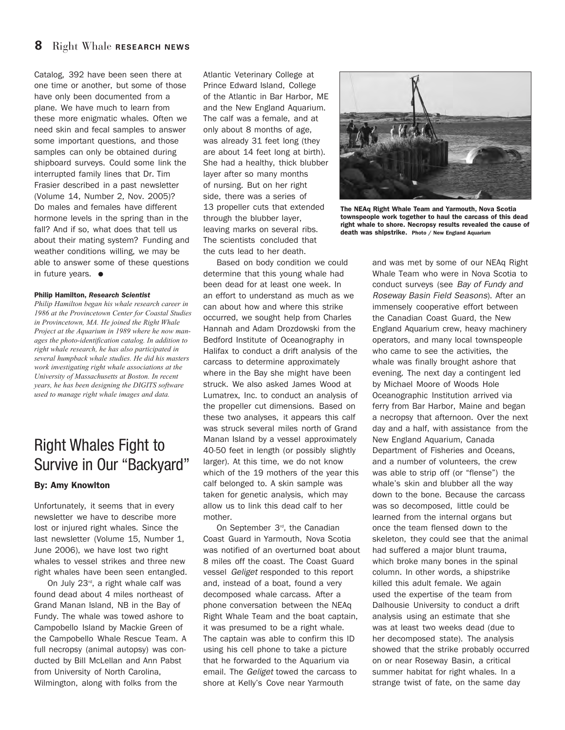Catalog, 392 have been seen there at one time or another, but some of those have only been documented from a plane. We have much to learn from these more enigmatic whales. Often we need skin and fecal samples to answer some important questions, and those samples can only be obtained during shipboard surveys. Could some link the interrupted family lines that Dr. Tim Frasier described in a past newsletter (Volume 14, Number 2, Nov. 2005)? Do males and females have different hormone levels in the spring than in the fall? And if so, what does that tell us about their mating system? Funding and weather conditions willing, we may be able to answer some of these questions in future years. ●

**Philip Hamilton, *Research Scientist***

*Philip Hamilton began his whale research career in 1986 at the Provincetown Center for Coastal Studies in Provincetown, MA. He joined the Right Whale Project at the Aquarium in 1989 where he now manages the photo-identification catalog. In addition to right whale research, he has also participated in several humpback whale studies. He did his masters work investigating right whale associations at the University of Massachusetts at Boston. In recent years, he has been designing the DIGITS software used to manage right whale images and data.*

## Right Whales Fight to Survive in Our "Backyard"

**By: Amy Knowlton**

Unfortunately, it seems that in every newsletter we have to describe more lost or injured right whales. Since the last newsletter (Volume 15, Number 1, June 2006), we have lost two right whales to vessel strikes and three new right whales have been seen entangled.

On July 23rd, a right whale calf was found dead about 4 miles northeast of Grand Manan Island, NB in the Bay of Fundy. The whale was towed ashore to Campobello Island by Mackie Green of the Campobello Whale Rescue Team. A full necropsy (animal autopsy) was conducted by Bill McLellan and Ann Pabst from University of North Carolina, Wilmington, along with folks from the Atlantic Veterinary College at Prince Edward Island, College of the Atlantic in Bar Harbor, ME and the New England Aquarium. The calf was a female, and at only about 8 months of age, was already 31 feet long (they are about 14 feet long at birth). She had a healthy, thick blubber layer after so many months of nursing. But on her right side, there was a series of 13 propeller cuts that extended through the blubber layer, leaving marks on several ribs. The scientists concluded that the cuts lead to her death.

Based on body condition we could determine that this young whale had been dead for at least one week. In an effort to understand as much as we can about how and where this strike occurred, we sought help from Charles Hannah and Adam Drozdowski from the Bedford Institute of Oceanography in Halifax to conduct a drift analysis of the carcass to determine approximately where in the Bay she might have been struck. We also asked James Wood at Lumatrex, Inc. to conduct an analysis of the propeller cut dimensions. Based on these two analyses, it appears this calf was struck several miles north of Grand Manan Island by a vessel approximately 40-50 feet in length (or possibly slightly larger). At this time, we do not know which of the 19 mothers of the year this calf belonged to. A skin sample was taken for genetic analysis, which may allow us to link this dead calf to her mother.

On September 3rd, the Canadian Coast Guard in Yarmouth, Nova Scotia was notified of an overturned boat about 8 miles off the coast. The Coast Guard vessel *Geliget* responded to this report and, instead of a boat, found a very decomposed whale carcass. After a phone conversation between the NEAq Right Whale Team and the boat captain, it was presumed to be a right whale. The captain was able to confirm this ID using his cell phone to take a picture that he forwarded to the Aquarium via email. The *Geliget* towed the carcass to shore at Kelly's Cove near Yarmouth

**The NEAq Right Whale Team and Yarmouth, Nova Scotia townspeople work together to haul the carcass of this dead right whale to shore. Necropsy results revealed the cause of death was shipstrike.** Photo / New England Aquarium

and was met by some of our NEAq Right Whale Team who were in Nova Scotia to conduct surveys (see *Bay of Fundy and Roseway Basin Field Seasons*). After an immensely cooperative effort between the Canadian Coast Guard, the New England Aquarium crew, heavy machinery operators, and many local townspeople who came to see the activities, the whale was finally brought ashore that evening. The next day a contingent led by Michael Moore of Woods Hole Oceanographic Institution arrived via ferry from Bar Harbor, Maine and began a necropsy that afternoon. Over the next day and a half, with assistance from the New England Aquarium, Canada Department of Fisheries and Oceans, and a number of volunteers, the crew was able to strip off (or "flense") the whale's skin and blubber all the way down to the bone. Because the carcass was so decomposed, little could be learned from the internal organs but once the team flensed down to the skeleton, they could see that the animal had suffered a major blunt trauma, which broke many bones in the spinal column. In other words, a shipstrike killed this adult female. We again used the expertise of the team from Dalhousie University to conduct a drift analysis using an estimate that she was at least two weeks dead (due to her decomposed state). The analysis showed that the strike probably occurred on or near Roseway Basin, a critical summer habitat for right whales. In a strange twist of fate, on the same day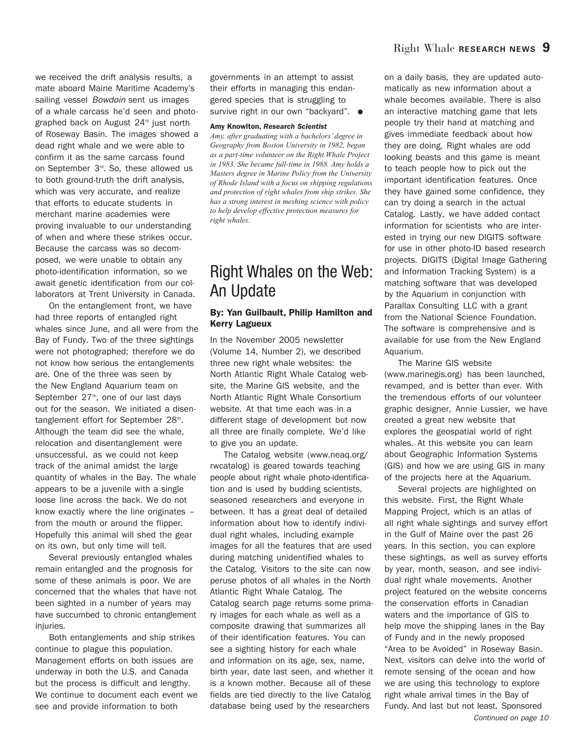we received the drift analysis results, a mate aboard Maine Maritime Academy's sailing vessel *Bowdoin* sent us images of a whale carcass he'd seen and photographed back on August 24th just north of Roseway Basin. The images showed a dead right whale and we were able to confirm it as the same carcass found on September 3rd. So, these allowed us to both ground-truth the drift analysis, which was very accurate, and realize that efforts to educate students in merchant marine academies were proving invaluable to our understanding of when and where these strikes occur. Because the carcass was so decomposed, we were unable to obtain any photo-identification information, so we await genetic identification from our collaborators at Trent University in Canada.

On the entanglement front, we have had three reports of entangled right whales since June, and all were from the Bay of Fundy. Two of the three sightings were not photographed; therefore we do not know how serious the entanglements are. One of the three was seen by the New England Aquarium team on September 27th, one of our last days out for the season. We initiated a disentanglement effort for September 28th. Although the team did see the whale, relocation and disentanglement were unsuccessful, as we could not keep track of the animal amidst the large quantity of whales in the Bay. The whale appears to be a juvenile with a single loose line across the back. We do not know exactly where the line originates – from the mouth or around the flipper. Hopefully this animal will shed the gear on its own, but only time will tell.

Several previously entangled whales remain entangled and the prognosis for some of these animals is poor. We are concerned that the whales that have not been sighted in a number of years may have succumbed to chronic entanglement injuries.

Both entanglements and ship strikes continue to plague this population. Management efforts on both issues are underway in both the U.S. and Canada but the process is difficult and lengthy. We continue to document each event we see and provide information to both governments in an attempt to assist their efforts in managing this endangered species that is struggling to survive right in our own "backyard". ●

**Amy Knowlton, *Research Scientist***

*Amy, after graduating with a bachelors' degree in Geography from Boston University in 1982, began as a part-time volunteer on the Right Whale Project in 1983. She became full-time in 1988. Amy holds a Masters degree in Marine Policy from the University of Rhode Island with a focus on shipping regulations and protection of right whales from ship strikes. She has a strong interest in meshing science with policy to help develop effective protection measures for right whales.*

## Right Whales on the Web: An Update

### By: Yan Guilbault, Philip Hamilton and Kerry Lagueux

In the November 2005 newsletter (Volume 14, Number 2), we described three new right whale websites: the North Atlantic Right Whale Catalog website, the Marine GIS website, and the North Atlantic Right Whale Consortium website. At that time each was in a different stage of development but now all three are finally complete. We'd like to give you an update.

The Catalog website (www.neaq.org/rwcatalog) is geared towards teaching people about right whale photo-identification and is used by budding scientists, seasoned researchers and everyone in between. It has a great deal of detailed information about how to identify individual right whales, including example images for all the features that are used during matching unidentified whales to the Catalog. Visitors to the site can now peruse photos of all whales in the North Atlantic Right Whale Catalog. The Catalog search page returns some primary images for each whale as well as a composite drawing that summarizes all of their identification features. You can see a sighting history for each whale and information on its age, sex, name, birth year, date last seen, and whether it is a known mother. Because all of these fields are tied directly to the live Catalog database being used by the researchers on a daily basis, they are updated automatically as new information about a whale becomes available. There is also an interactive matching game that lets people try their hand at matching and gives immediate feedback about how they are doing. Right whales are odd looking beasts and this game is meant to teach people how to pick out the important identification features. Once they have gained some confidence, they can try doing a search in the actual Catalog. Lastly, we have added contact information for scientists who are interested in trying our new DIGITS software for use in other photo-ID based research projects. DIGITS (Digital Image Gathering and Information Tracking System) is a matching software that was developed by the Aquarium in conjunction with Parallax Consulting LLC with a grant from the National Science Foundation. The software is comprehensive and is available for use from the New England Aquarium.

The Marine GIS website (www.marinegis.org) has been launched, revamped, and is better than ever. With the tremendous efforts of our volunteer graphic designer, Annie Lussier, we have created a great new website that explores the geospatial world of right whales. At this website you can learn about Geographic Information Systems (GIS) and how we are using GIS in many of the projects here at the Aquarium.

Several projects are highlighted on this website. First, the Right Whale Mapping Project, which is an atlas of all right whale sightings and survey effort in the Gulf of Maine over the past 26 years. In this section, you can explore these sightings, as well as survey efforts by year, month, season, and see individual right whale movements. Another project featured on the website concerns the conservation efforts in Canadian waters and the importance of GIS to help move the shipping lanes in the Bay of Fundy and in the newly proposed "Area to be Avoided" in Roseway Basin. Next, visitors can delve into the world of remote sensing of the ocean and how we are using this technology to explore right whale arrival times in the Bay of Fundy. And last but not least, Sponsored

*Continued on page 10*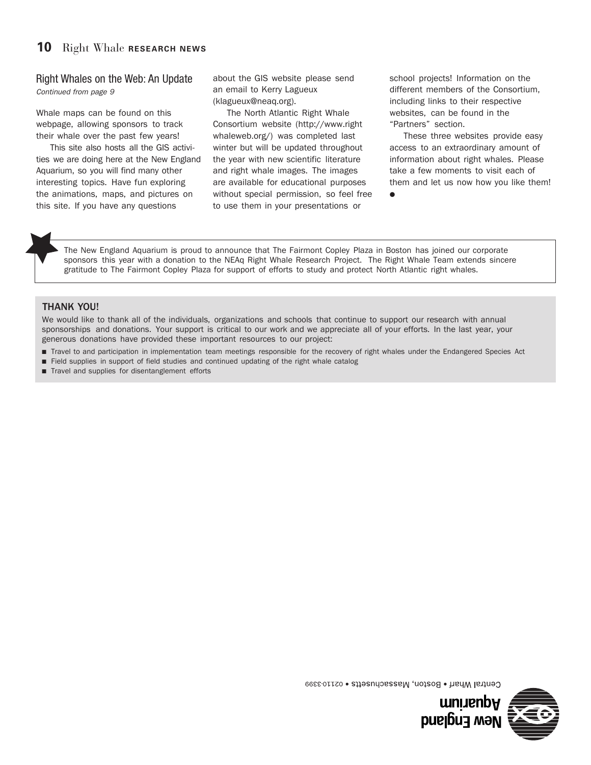## Right Whales on the Web: An Update

*Continued from page 9*

Whale maps can be found on this webpage, allowing sponsors to track their whale over the past few years!

This site also hosts all the GIS activities we are doing here at the New England Aquarium, so you will find many other interesting topics. Have fun exploring the animations, maps, and pictures on this site. If you have any questions about the GIS website please send an email to Kerry Lagueux (klagueux@neaq.org).

The North Atlantic Right Whale Consortium website (http://www.rightwhaleweb.org/) was completed last winter but will be updated throughout the year with new scientific literature and right whale images. The images are available for educational purposes without special permission, so feel free to use them in your presentations or school projects! Information on the different members of the Consortium, including links to their respective websites, can be found in the "Partners" section.

These three websites provide easy access to an extraordinary amount of information about right whales. Please take a few moments to visit each of them and let us now how you like them! ●

The New England Aquarium is proud to announce that The Fairmont Copley Plaza in Boston has joined our corporate sponsors this year with a donation to the NEAq Right Whale Research Project. The Right Whale Team extends sincere gratitude to The Fairmont Copley Plaza for support of efforts to study and protect North Atlantic right whales.

### THANK YOU!

We would like to thank all of the individuals, organizations and schools that continue to support our research with annual sponsorships and donations. Your support is critical to our work and we appreciate all of your efforts. In the last year, your generous donations have provided these important resources to our project:

- Travel to and participation in implementation team meetings responsible for the recovery of right whales under the Endangered Species Act
- Field supplies in support of field studies and continued updating of the right whale catalog
- Travel and supplies for disentanglement efforts

New England Aquarium

Central Wharf • Boston, Massachusetts • 02110-3399